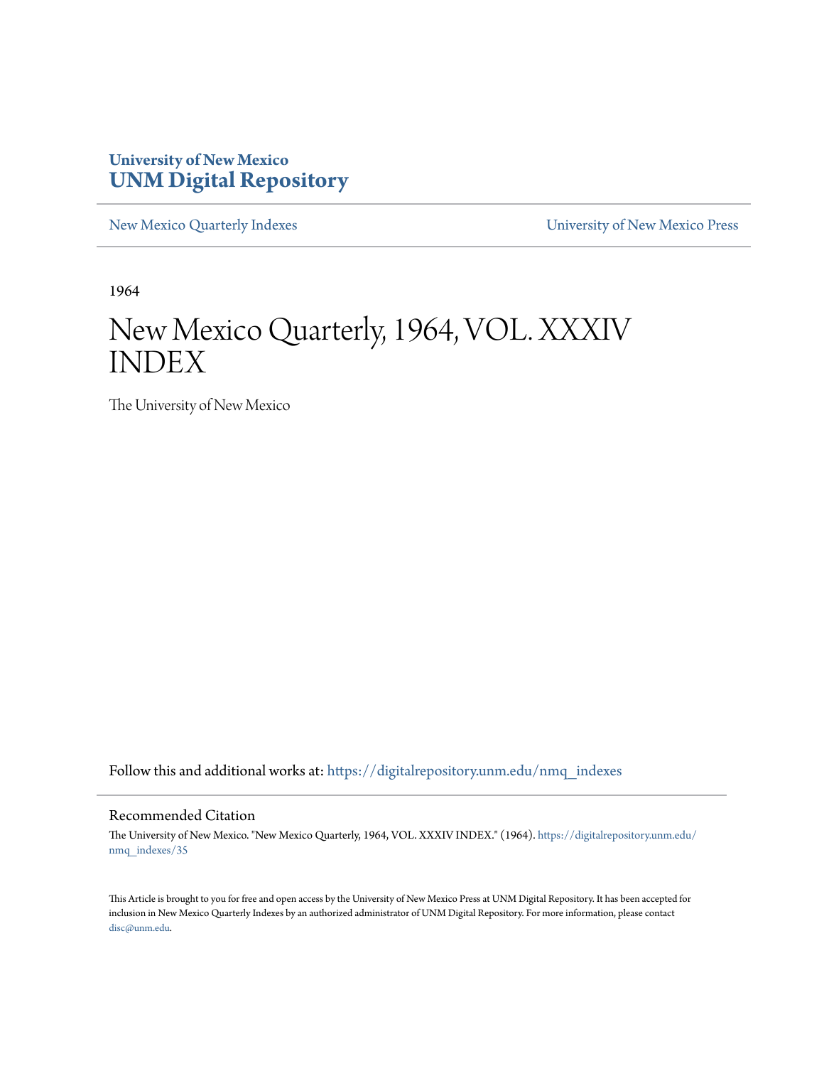University of New Mexico
**UNM Digital Repository**

New Mexico Quarterly Indexes

University of New Mexico Press

1964

# New Mexico Quarterly, 1964, VOL. XXXIV INDEX

The University of New Mexico

Follow this and additional works at: https://digitalrepository.unm.edu/nmq_indexes

## Recommended Citation

The University of New Mexico. "New Mexico Quarterly, 1964, VOL. XXXIV INDEX." (1964). https://digitalrepository.unm.edu/nmq_indexes/35

This Article is brought to you for free and open access by the University of New Mexico Press at UNM Digital Repository. It has been accepted for inclusion in New Mexico Quarterly Indexes by an authorized administrator of UNM Digital Repository. For more information, please contact disc@unm.edu.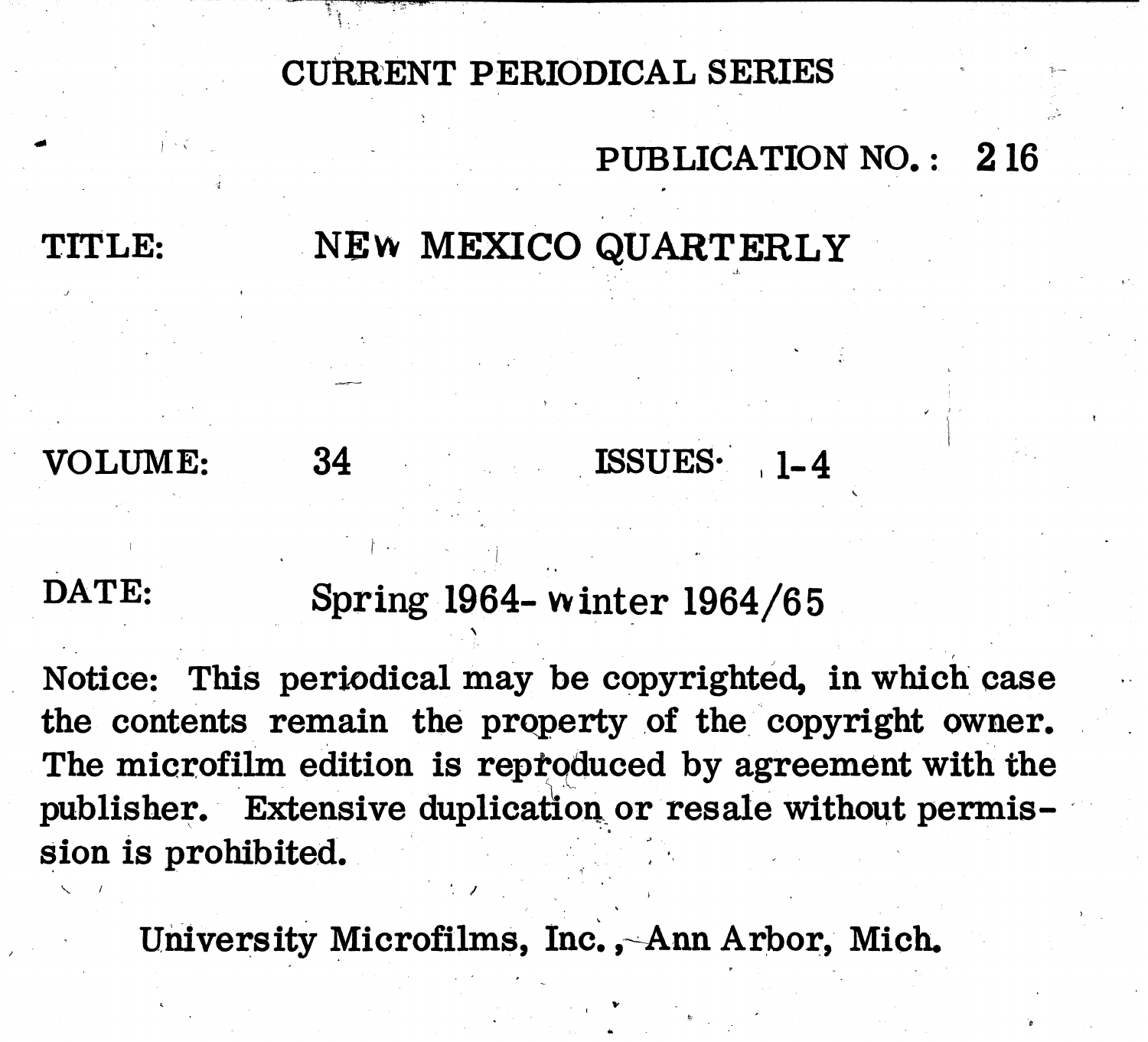# CURRENT PERIODICAL SERIES

PUBLICATION NO.: 216

TITLE: NEW MEXICO QUARTERLY

VOLUME: 34 ISSUES: 1-4

DATE: Spring 1964- Winter 1964/65

Notice: This periodical may be copyrighted, in which case the contents remain the property of the copyright owner. The microfilm edition is reproduced by agreement with the publisher. Extensive duplication or resale without permission is prohibited.

University Microfilms, Inc., Ann Arbor, Mich.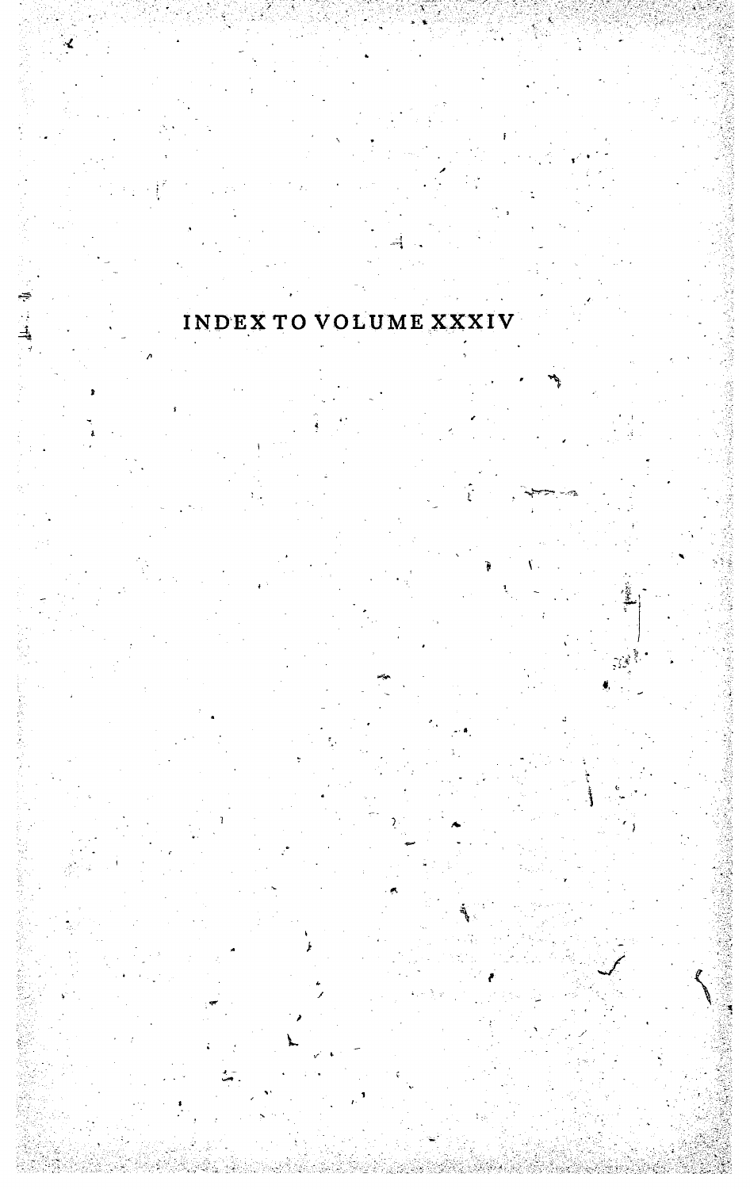# INDEX TO VOLUME XXXIV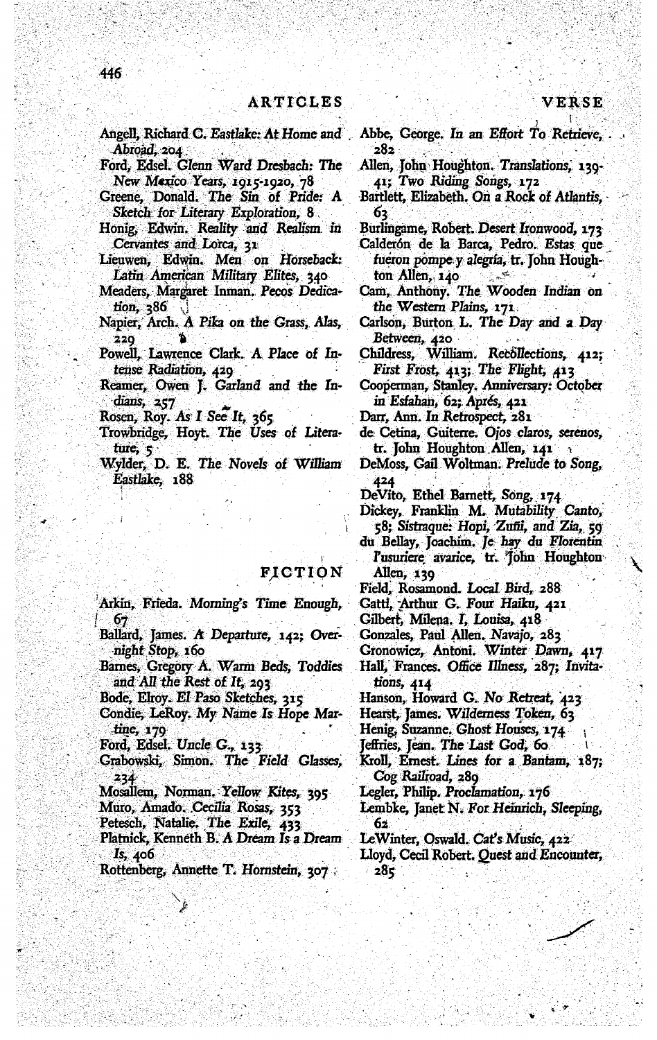## ARTICLES

Angell, Richard C. *Eastlake: At Home and Abroad*, 204

Ford, Edsel. *Glenn Ward Dresbach: The New Mexico Years, 1915-1920*, 78

Greene, Donald. *The Sin of Pride: A Sketch for Literary Exploration*, 8

Honig, Edwin. *Reality and Realism in Cervantes and Lorca*, 31

Lieuwen, Edwin. *Men on Horseback: Latin American Military Elites*, 340

Meaders, Margaret Inman. *Pecos Dedication*, 386

Napier, Arch. *A Pika on the Grass, Alas*, 229

Powell, Lawrence Clark. *A Place of Intense Radiation*, 429

Reamer, Owen J. *Garland and the Indians*, 257

Rosen, Roy. *As I See It*, 365

Trowbridge, Hoyt. *The Uses of Literature*, 5

Wylder, D. E. *The Novels of William Eastlake*, 188

## FICTION

Arkin, Frieda. *Morning's Time Enough*, 67

Ballard, James. *A Departure*, 142; *Overnight Stop*, 160

Barnes, Gregory A. *Warm Beds, Toddies and All the Rest of It*, 293

Bode, Elroy. *El Paso Sketches*, 315

Condie, LeRoy. *My Name Is Hope Martine*, 179

Ford, Edsel. *Uncle G.*, 133

Grabowski, Simon. *The Field Glasses*, 234

Mosallem, Norman. *Yellow Kites*, 395

Muro, Amado. *Cecilia Rosas*, 353

Petesch, Natalie. *The Exile*, 433

Platnick, Kenneth B. *A Dream Is a Dream Is*, 406

Rottenberg, Annette T. *Hornstein*, 307

## VERSE

Abbe, George. *In an Effort To Retrieve*, 282

Allen, John Houghton. *Translations*, 139-41; *Two Riding Songs*, 172

Bartlett, Elizabeth. *On a Rock of Atlantis*, 63

Burlingame, Robert. *Desert Ironwood*, 173

Calderón de la Barca, Pedro. *Estas que fueron pompe y alegría*, tr. John Houghton Allen, 140

Cam, Anthony. *The Wooden Indian on the Western Plains*, 171

Carlson, Burton L. *The Day and a Day Between*, 420

Childress, William. *Recollections*, 412; *First Frost*, 413; *The Flight*, 413

Cooperman, Stanley. *Anniversary: October in Esfahan*, 62; *Après*, 421

Darr, Ann. *In Retrospect*, 281

de Cetina, Guiterre. *Ojos claros, serenos*, tr. John Houghton Allen, 141

DeMoss, Gail Woltman. *Prelude to Song*, 424

DeVito, Ethel Barnett, *Song*, 174

Dickey, Franklin M. *Mutability Canto*, 58; *Sistraque: Hopi, Zuñi, and Zia*, 59

du Bellay, Joachim. *Je hay du Florentin l'usuriere avarice*, tr. John Houghton Allen, 139

Field, Rosamond. *Local Bird*, 288

Gatti, Arthur G. *Four Haiku*, 421

Gilbert, Milena. *I, Louisa*, 418

Gonzales, Paul Allen. *Navajo*, 283

Gronowicz, Antoni. *Winter Dawn*, 417

Hall, Frances. *Office Illness*, 287; *Invitations*, 414

Hanson, Howard G. *No Retreat*, 423

Hearst, James. *Wilderness Token*, 63

Henig, Suzanne. *Ghost Houses*, 174

Jeffries, Jean. *The Last God*, 60

Kroll, Ernest. *Lines for a Bantam*, 187; *Cog Railroad*, 289

Legler, Philip. *Proclamation*, 176

Lembke, Janet N. *For Heinrich, Sleeping*, 62

LeWinter, Oswald. *Cat's Music*, 422

Lloyd, Cecil Robert. *Quest and Encounter*, 285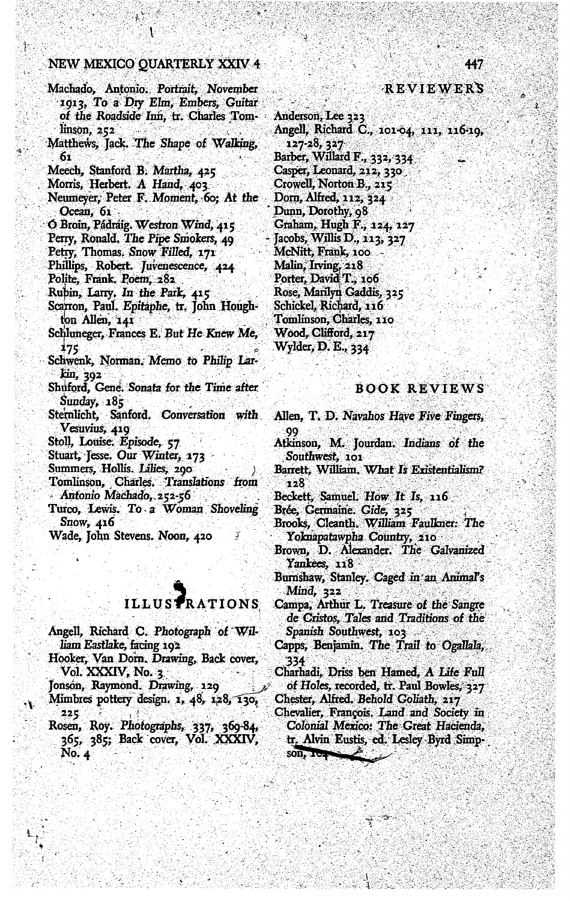Machado, Antonio. *Portrait, November 1913, To a Dry Elm, Embers, Guitar of the Roadside Inn*, tr. Charles Tomlinson, 252
Matthews, Jack. *The Shape of Walking*, 61
Meech, Stanford B. *Martha*, 425
Morris, Herbert. *A Hand*, 403
Neumeyer, Peter F. *Moment*, 60; *At the Ocean*, 61
Ó Broin, Pádraig. *Westron Wind*, 415
Perry, Ronald. *The Pipe Smokers*, 49
Petry, Thomas. *Snow Filled*, 171
Phillips, Robert. *Juvenescence*, 424
Polite, Frank. *Poem*, 282
Rubin, Larry. *In the Park*, 415
Scarron, Paul. *Epitaphe*, tr. John Houghton Allen, 141
Schluneger, Frances E. *But He Knew Me*, 175
Schwenk, Norman. *Memo to Philip Larkin*, 392
Shuford, Gene. *Sonata for the Time after Sunday*, 185
Sternlicht, Sanford. *Conversation with Vesuvius*, 419
Stoll, Louise. *Episode*, 57
Stuart, Jesse. *Our Winter*, 173
Summers, Hollis. *Lilies*, 290
Tomlinson, Charles. *Translations from Antonio Machado*, 252-56
Turco, Lewis. *To a Woman Shoveling Snow*, 416
Wade, John Stevens. *Noon*, 420

## ILLUSTRATIONS

Angell, Richard C. *Photograph of William Eastlake*, facing 192
Hooker, Van Dorn. *Drawing*, Back cover, Vol. XXXIV, No. 3
Jonson, Raymond. *Drawing*, 129
Mimbres pottery design, 1, 48, 128, 130, 225
Rosen, Roy. *Photographs*, 337, 369-84, 365, 385; Back cover, Vol. XXXIV, No. 4

## REVIEWERS

Anderson, Lee 323
Angell, Richard C., 101-04, 111, 116-19, 127-28, 327
Barber, Willard F., 332, 334
Casper, Leonard, 212, 330
Crowell, Norton B., 215
Dorn, Alfred, 112, 324
Dunn, Dorothy, 98
Graham, Hugh F., 124, 127
Jacobs, Willis D., 113, 327
McNitt, Frank, 100
Malin, Irving, 218
Porter, David T., 106
Rose, Marilyn Gaddis, 325
Schickel, Richard, 116
Tomlinson, Charles, 110
Wood, Clifford, 217
Wylder, D. E., 334

## BOOK REVIEWS

Allen, T. D. *Navahos Have Five Fingers*, 99
Atkinson, M. Jourdan. *Indians of the Southwest*, 101
Barrett, William. *What Is Existentialism?* 128
Beckett, Samuel. *How It Is*, 116
Brée, Germaine. *Gide*, 325
Brooks, Cleanth. *William Faulkner: The Yoknapatawpha Country*, 210
Brown, D. Alexander. *The Galvanized Yankees*, 118
Burnshaw, Stanley. *Caged in an Animal's Mind*, 322
Campa, Arthur L. *Treasure of the Sangre de Cristos, Tales and Traditions of the Spanish Southwest*, 103
Capps, Benjamin. *The Trail to Ogallala*, 334
Charhadi, Driss ben Hamed, *A Life Full of Holes*, recorded, tr. Paul Bowles, 327
Chester, Alfred. *Behold Goliath*, 217
Chevalier, François. *Land and Society in Colonial Mexico: The Great Hacienda*, tr. Alvin Eustis, ed. Lesley Byrd Simpson, 104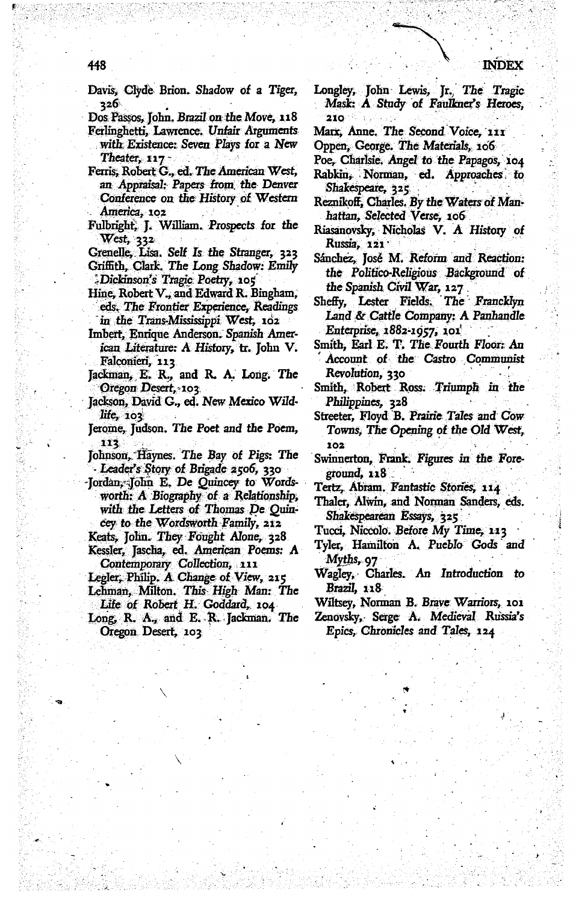Davis, Clyde Brion. *Shadow of a Tiger*, 326

Dos Passos, John. *Brazil on the Move*, 118

Ferlinghetti, Lawrence. *Unfair Arguments with Existence: Seven Plays for a New Theater*, 117

Ferris, Robert G., ed. *The American West, an Appraisal: Papers from the Denver Conference on the History of Western America*, 102

Fulbright, J. William. *Prospects for the West*, 332

Grenelle, Lisa. *Self Is the Stranger*, 323

Griffith, Clark. *The Long Shadow: Emily Dickinson's Tragic Poetry*, 105

Hine, Robert V., and Edward R. Bingham, eds. *The Frontier Experience, Readings in the Trans-Mississippi West*, 102

Imbert, Enrique Anderson. *Spanish American Literature: A History*, tr. John V. Falconieri, 113

Jackman, E. R., and R. A. Long. *The Oregon Desert*, 103

Jackson, David G., ed. *New Mexico Wildlife*, 103

Jerome, Judson. *The Poet and the Poem*, 113

Johnson, Haynes. *The Bay of Pigs: The Leader's Story of Brigade 2506*, 330

Jordan, John E. *De Quincey to Wordsworth: A Biography of a Relationship, with the Letters of Thomas De Quincey to the Wordsworth Family*, 212

Keats, John. *They Fought Alone*, 328

Kessler, Jascha, ed. *American Poems: A Contemporary Collection*, 111

Legler, Philip. *A Change of View*, 215

Lehman, Milton. *This High Man: The Life of Robert H. Goddard*, 104

Long, R. A., and E. R. Jackman. *The Oregon Desert*, 103

Longley, John Lewis, Jr. *The Tragic Mask: A Study of Faulkner's Heroes*, 210

Marx, Anne. *The Second Voice*, 111

Oppen, George. *The Materials*, 106

Poe, Charlsie. *Angel to the Papagos*, 104

Rabkin, Norman, ed. *Approaches to Shakespeare*, 325

Reznikoff, Charles. *By the Waters of Manhattan, Selected Verse*, 106

Riasanovsky, Nicholas V. *A History of Russia*, 121

Sánchez, José M. *Reform and Reaction: the Politico-Religious Background of the Spanish Civil War*, 127

Sheffy, Lester Fields. *The Francklyn Land & Cattle Company: A Panhandle Enterprise, 1882-1957*, 101

Smith, Earl E. T. *The Fourth Floor: An Account of the Castro Communist Revolution*, 330

Smith, Robert Ross. *Triumph in the Philippines*, 328

Streeter, Floyd B. *Prairie Tales and Cow Towns, The Opening of the Old West*, 102

Swinnerton, Frank. *Figures in the Foreground*, 118

Tertz, Abram. *Fantastic Stories*, 114

Thaler, Alwin, and Norman Sanders, eds. *Shakespearean Essays*, 325

Tucci, Niccolò. *Before My Time*, 113

Tyler, Hamilton A. *Pueblo Gods and Myths*, 97

Wagley, Charles. *An Introduction to Brazil*, 118

Wiltsey, Norman B. *Brave Warriors*, 101

Zenovsky, Serge A. *Medieval Russia's Epics, Chronicles and Tales*, 124